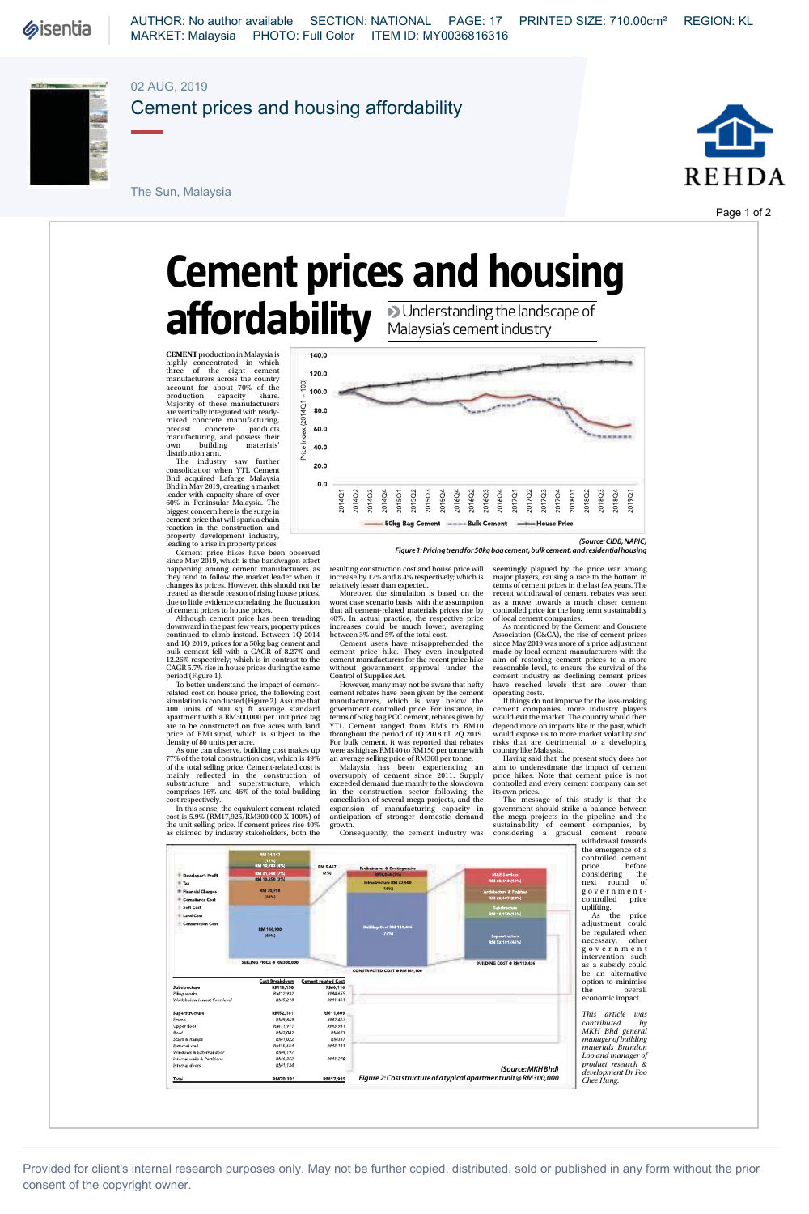02 AUG, 2019

# Cement prices and housing affordability

The Sun, Malaysia

# Cement prices and housing affordability

## Understanding the landscape of Malaysia's cement industry

**CEMENT** production in Malaysia is highly concentrated, in which three of the eight cement manufacturers across the country account for about 70% of the production capacity share. Majority of these manufacturers are vertically integrated with ready-mixed concrete manufacturing, precast concrete products manufacturing, and possess their own building materials' distribution arm.

The industry saw further consolidation when YTL Cement Bhd acquired Lafarge Malaysia Bhd in May 2019, creating a market leader with capacity share of over 60% in Peninsular Malaysia. The biggest concern here is the surge in cement price that will spark a chain reaction in the construction and property development industry, leading to a rise in property prices.

Cement price hikes have been observed since May 2019, which is the bandwagon effect happening among cement manufacturers as they tend to follow the market leader when it changes its prices. However, this should not be treated as the sole reason of rising house prices, due to little evidence correlating the fluctuation of cement prices to house prices.

Although cement price has been trending downward in the past few years, property prices continued to climb instead. Between 1Q 2014 and 1Q 2019, prices for a 50kg bag cement and bulk cement fell with a CAGR of 8.27% and 12.26% respectively; which is in contrast to the CAGR 5.7% rise in house prices during the same period (Figure 1).

To better understand the impact of cement-related cost on house price, the following cost simulation is conducted (Figure 2). Assume that 400 units of 900 sq ft average standard apartment with a RM300,000 per unit price tag are to be constructed on five acres with land price of RM130psf, which is subject to the density of 80 units per acre.

As one can observe, building cost makes up 77% of the total construction cost, which is 49% of the total selling price. Cement-related cost is mainly reflected in the construction of substructure and superstructure, which comprises 16% and 46% of the total building cost respectively.

In this sense, the equivalent cement-related cost is 5.9% (RM17,925/RM300,000 X 100%) of the unit selling price. If cement prices rise 40% as claimed by industry stakeholders, both the resulting construction cost and house price will increase by 17% and 8.4% respectively; which is relatively lesser than expected.

Moreover, the simulation is based on the worst case scenario basis, with the assumption that all cement-related materials prices rise by 40%. In actual practice, the respective price increases could be much lower, averaging between 3% and 5% of the total cost.

Cement users have misapprehended the cement price hike. They even inculpated cement manufacturers for the recent price hike without government approval under the Control of Supplies Act.

However, many may not be aware that hefty cement rebates have been given by the cement manufacturers, which is way below the government controlled price. For instance, in terms of 50kg bag PCC cement, rebates given by YTL Cement ranged from RM3 to RM10 throughout the period of 1Q 2018 till 2Q 2019. For bulk cement, it was reported that rebates were as high as RM140 to RM150 per tonne with an average selling price of RM360 per tonne.

Malaysia has been experiencing an oversupply of cement since 2011. Supply exceeded demand due mainly to the slowdown in the construction sector following the cancellation of several mega projects, and the expansion of manufacturing capacity in anticipation of stronger domestic demand growth.

Consequently, the cement industry was seemingly plagued by the price war among major players, causing a race to the bottom in terms of cement prices in the last few years. The recent withdrawal of cement rebates was seen as a move towards a much closer cement controlled price for the long term sustainability of local cement companies.

As mentioned by the Cement and Concrete Association (C&CA), the rise of cement prices since May 2019 was more of a price adjustment made by local cement manufacturers with the aim of restoring cement prices to a more reasonable level, to ensure the survival of the cement industry as declining cement prices have reached levels that are lower than operating costs.

If things do not improve for the loss-making cement companies, more industry players would exit the market. The country would then depend more on imports like in the past, which would expose us to more market volatility and risks that are detrimental to a developing country like Malaysia.

Having said that, the present study does not aim to underestimate the impact of cement price hikes. Note that cement price is not controlled and every cement company can set its own prices.

The message of this study is that the government should strike a balance between the mega projects in the pipeline and the sustainability of cement companies, by considering a gradual cement rebate withdrawal towards the emergence of a controlled cement price before considering the next round of government-controlled price uplifting.

As the price adjustment could be regulated when necessary, other government intervention such as a subsidy could be an alternative option to minimise the overall economic impact.

*This article was contributed by MKH Bhd general manager of building materials Brandon Loo and manager of product research & development Dr Foo Chee Hung.*

(Source: CIDB, NAPIC)

*Figure 1: Pricing trend for 50kg bag cement, bulk cement, and residential housing*

| Cost Breakdown | | Cement related Cost |
|---|---|---|
| **Substructure** | RM18,150 | RM6,116 |
| Piling works | RM12,932 | RM4,655 |
| Work below lowest floor level | RM5,218 | RM1,461 |
| **Superstructure** | RM52,181 | RM11,809 |
| Frame | RM9,869 | RM2,467 |
| Upper floor | RM11,911 | RM3,931 |
| Roof | RM2,042 | RM673 |
| Stairs & Ramps | RM1,022 | RM337 |
| External wall | RM15,654 | RM3,131 |
| Windows & External door | RM4,197 | |
| Internal walls & Partitions | RM6,352 | RM1,270 |
| Internal doors | RM1,134 | |
| **Total** | RM70,331 | RM17,925 |

(Source: MKH Bhd)

*Figure 2: Cost structure of a typical apartment unit @ RM300,000*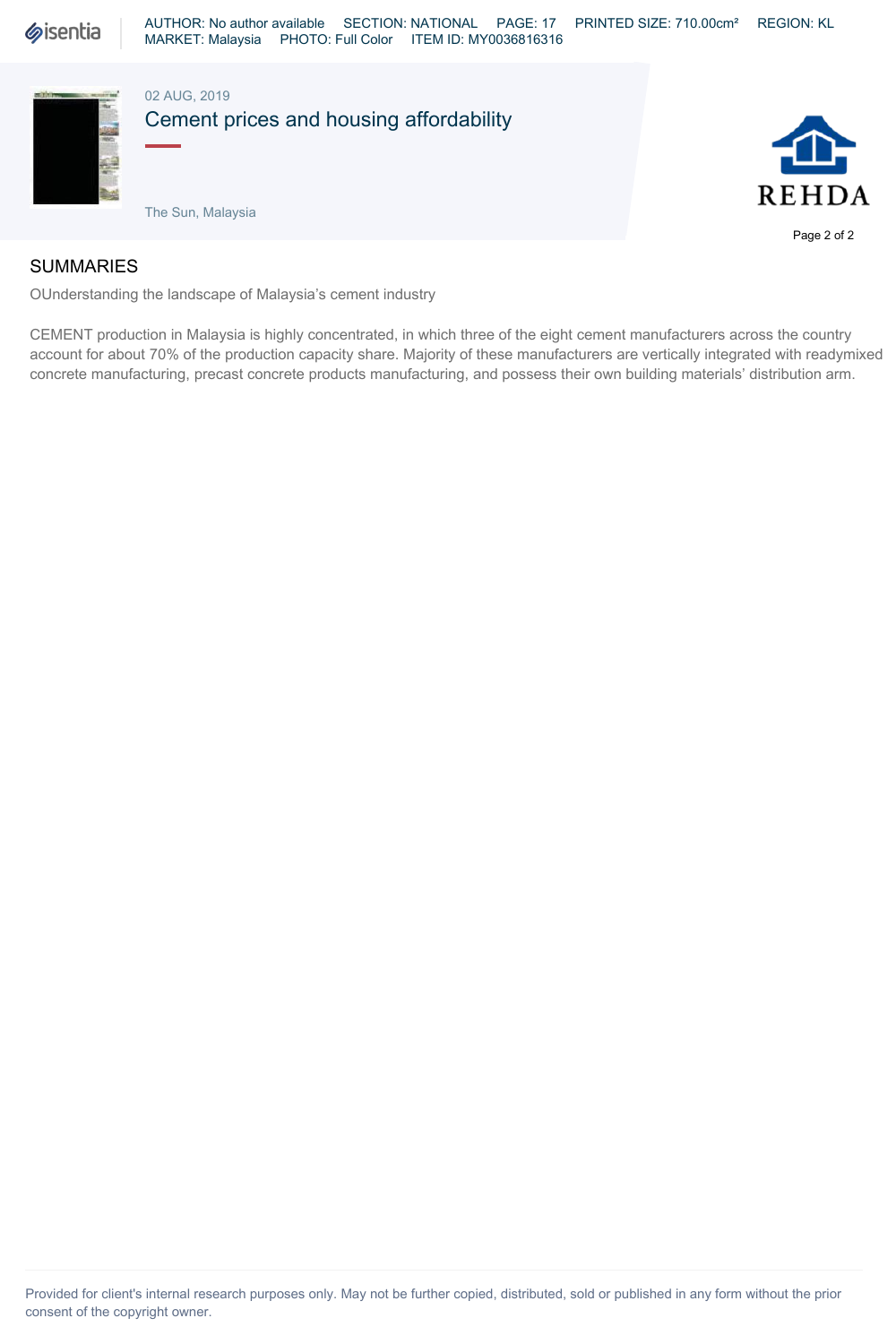AUTHOR: No author available SECTION: NATIONAL PAGE: 17 PRINTED SIZE: 710.00cm² REGION: KL MARKET: Malaysia PHOTO: Full Color ITEM ID: MY0036816316

02 AUG, 2019

# Cement prices and housing affordability

The Sun, Malaysia

## SUMMARIES

OUnderstanding the landscape of Malaysia's cement industry

CEMENT production in Malaysia is highly concentrated, in which three of the eight cement manufacturers across the country account for about 70% of the production capacity share. Majority of these manufacturers are vertically integrated with readymixed concrete manufacturing, precast concrete products manufacturing, and possess their own building materials' distribution arm.

Provided for client's internal research purposes only. May not be further copied, distributed, sold or published in any form without the prior consent of the copyright owner.